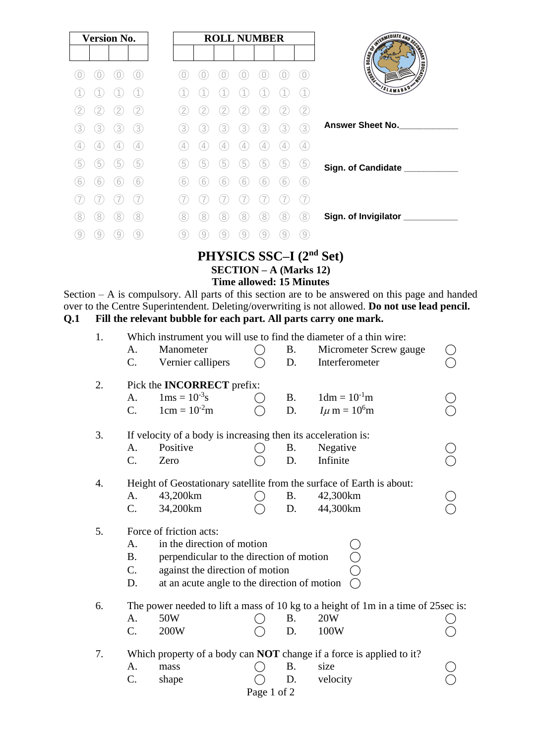| Version No. | | | |
|---|---|---|---|
| | | | |

| ROLL NUMBER | | | | | | |
|---|---|---|---|---|---|---|
| | | | | | | |

Answer Sheet No.____________

Sign. of Candidate ___________

Sign. of Invigilator ___________

# PHYSICS SSC–I (2nd Set)

## SECTION – A (Marks 12)

### Time allowed: 15 Minutes

Section – A is compulsory. All parts of this section are to be answered on this page and handed over to the Centre Superintendent. Deleting/overwriting is not allowed. **Do not use lead pencil.**

**Q.1 Fill the relevant bubble for each part. All parts carry one mark.**

1. Which instrument you will use to find the diameter of a thin wire:
   - A. Manometer ◯
   - B. Micrometer Screw gauge ◯
   - C. Vernier callipers ◯
   - D. Interferometer ◯

2. Pick the **INCORRECT** prefix:
   - A. $1ms = 10^{-3}s$ ◯
   - B. $1dm = 10^{-1}m$ ◯
   - C. $1cm = 10^{-2}m$ ◯
   - D. $I\mu\,m = 10^{6}m$ ◯

3. If velocity of a body is increasing then its acceleration is:
   - A. Positive ◯
   - B. Negative ◯
   - C. Zero ◯
   - D. Infinite ◯

4. Height of Geostationary satellite from the surface of Earth is about:
   - A. 43,200km ◯
   - B. 42,300km ◯
   - C. 34,200km ◯
   - D. 44,300km ◯

5. Force of friction acts:
   - A. in the direction of motion ◯
   - B. perpendicular to the direction of motion ◯
   - C. against the direction of motion ◯
   - D. at an acute angle to the direction of motion ◯

6. The power needed to lift a mass of 10 kg to a height of 1m in a time of 25sec is:
   - A. 50W ◯
   - B. 20W ◯
   - C. 200W ◯
   - D. 100W ◯

7. Which property of a body can **NOT** change if a force is applied to it?
   - A. mass ◯
   - B. size ◯
   - C. shape ◯
   - D. velocity ◯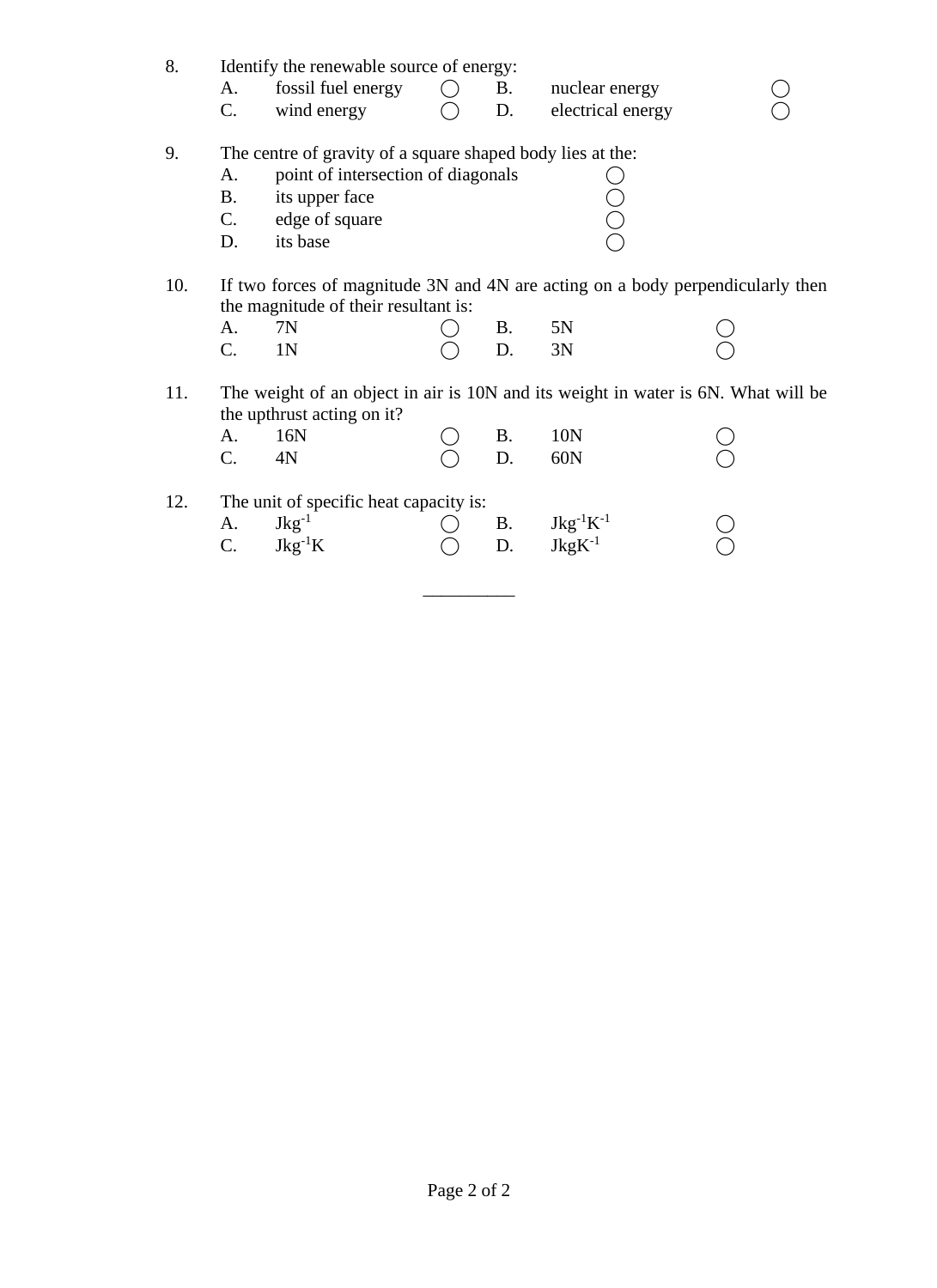8. Identify the renewable source of energy:

   A. fossil fuel energy ◯ B. nuclear energy ◯
   C. wind energy ◯ D. electrical energy ◯

9. The centre of gravity of a square shaped body lies at the:

   A. point of intersection of diagonals ◯
   B. its upper face ◯
   C. edge of square ◯
   D. its base ◯

10. If two forces of magnitude 3N and 4N are acting on a body perpendicularly then the magnitude of their resultant is:

    A. 7N ◯ B. 5N ◯
    C. 1N ◯ D. 3N ◯

11. The weight of an object in air is 10N and its weight in water is 6N. What will be the upthrust acting on it?

    A. 16N ◯ B. 10N ◯
    C. 4N ◯ D. 60N ◯

12. The unit of specific heat capacity is:

    A. $Jkg^{-1}$ ◯ B. $Jkg^{-1}K^{-1}$ ◯
    C. $Jkg^{-1}K$ ◯ D. $JkgK^{-1}$ ◯

__________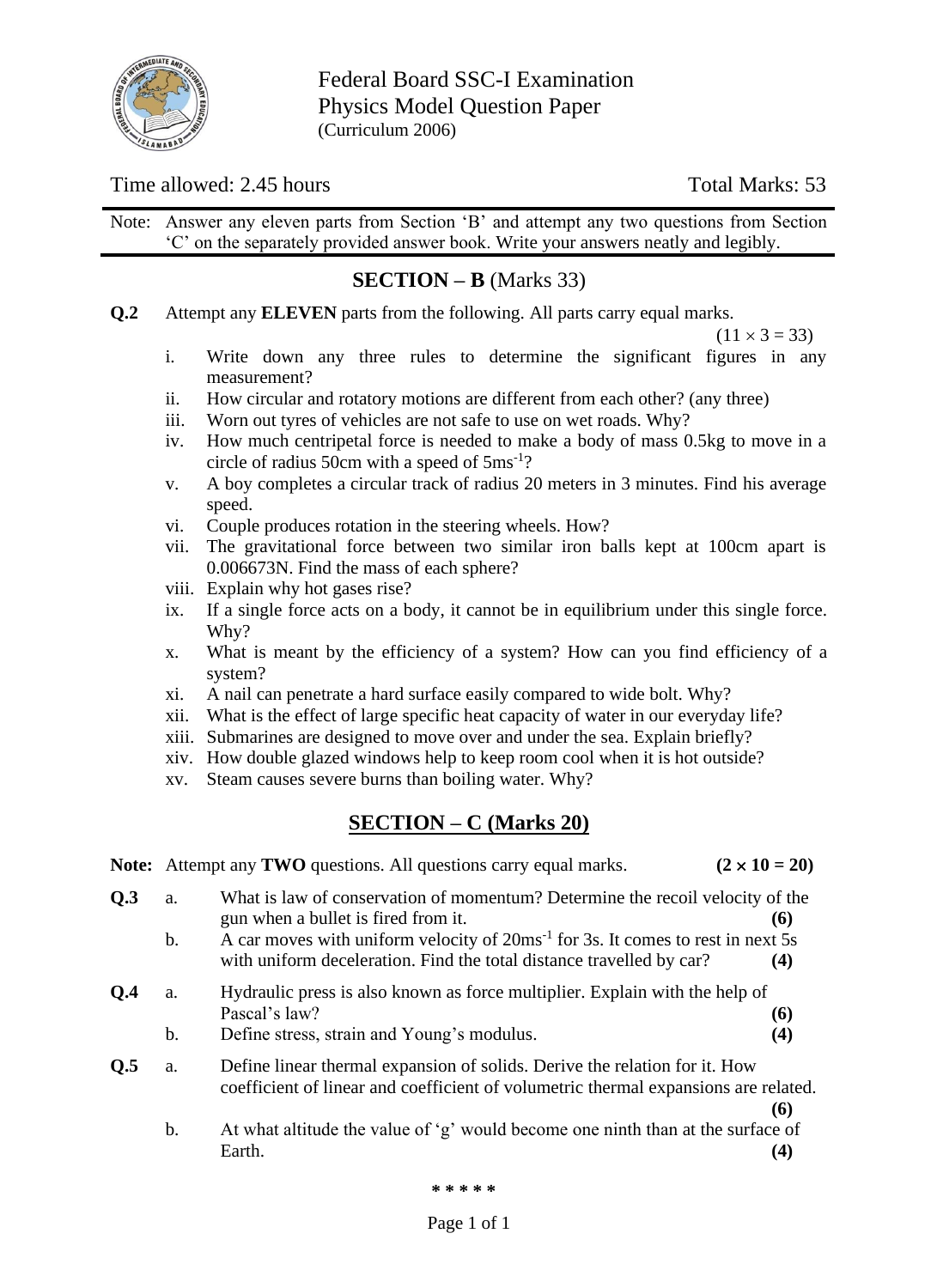Federal Board SSC-I Examination
Physics Model Question Paper
(Curriculum 2006)

Time allowed: 2.45 hours

Total Marks: 53

Note: Answer any eleven parts from Section 'B' and attempt any two questions from Section 'C' on the separately provided answer book. Write your answers neatly and legibly.

## SECTION – B (Marks 33)

**Q.2** Attempt any **ELEVEN** parts from the following. All parts carry equal marks. $(11 \times 3 = 33)$

i. Write down any three rules to determine the significant figures in any measurement?

ii. How circular and rotatory motions are different from each other? (any three)

iii. Worn out tyres of vehicles are not safe to use on wet roads. Why?

iv. How much centripetal force is needed to make a body of mass 0.5kg to move in a circle of radius 50cm with a speed of $5\text{ms}^{-1}$?

v. A boy completes a circular track of radius 20 meters in 3 minutes. Find his average speed.

vi. Couple produces rotation in the steering wheels. How?

vii. The gravitational force between two similar iron balls kept at 100cm apart is 0.006673N. Find the mass of each sphere?

viii. Explain why hot gases rise?

ix. If a single force acts on a body, it cannot be in equilibrium under this single force. Why?

x. What is meant by the efficiency of a system? How can you find efficiency of a system?

xi. A nail can penetrate a hard surface easily compared to wide bolt. Why?

xii. What is the effect of large specific heat capacity of water in our everyday life?

xiii. Submarines are designed to move over and under the sea. Explain briefly?

xiv. How double glazed windows help to keep room cool when it is hot outside?

xv. Steam causes severe burns than boiling water. Why?

## SECTION – C (Marks 20)

**Note:** Attempt any **TWO** questions. All questions carry equal marks. **$(2 \times 10 = 20)$**

**Q.3**
a. What is law of conservation of momentum? Determine the recoil velocity of the gun when a bullet is fired from it. **(6)**

b. A car moves with uniform velocity of $20\text{ms}^{-1}$ for 3s. It comes to rest in next 5s with uniform deceleration. Find the total distance travelled by car? **(4)**

**Q.4**
a. Hydraulic press is also known as force multiplier. Explain with the help of Pascal's law? **(6)**

b. Define stress, strain and Young's modulus. **(4)**

**Q.5**
a. Define linear thermal expansion of solids. Derive the relation for it. How coefficient of linear and coefficient of volumetric thermal expansions are related. **(6)**

b. At what altitude the value of 'g' would become one ninth than at the surface of Earth. **(4)**

* * * * *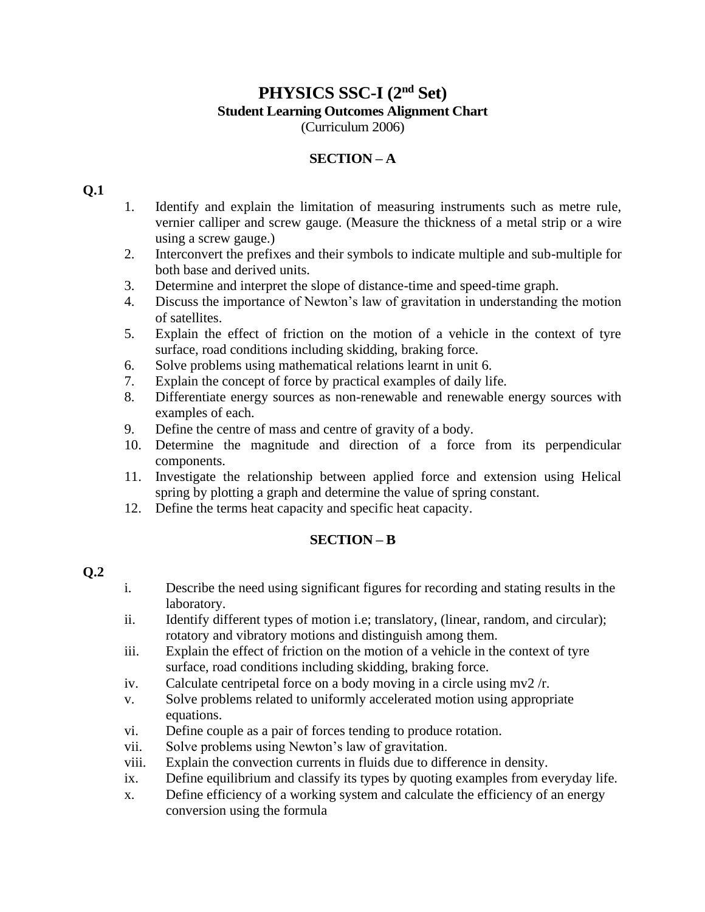# PHYSICS SSC-I (2nd Set)

**Student Learning Outcomes Alignment Chart**

(Curriculum 2006)

## SECTION – A

**Q.1**

1. Identify and explain the limitation of measuring instruments such as metre rule, vernier calliper and screw gauge. (Measure the thickness of a metal strip or a wire using a screw gauge.)
2. Interconvert the prefixes and their symbols to indicate multiple and sub-multiple for both base and derived units.
3. Determine and interpret the slope of distance-time and speed-time graph.
4. Discuss the importance of Newton's law of gravitation in understanding the motion of satellites.
5. Explain the effect of friction on the motion of a vehicle in the context of tyre surface, road conditions including skidding, braking force.
6. Solve problems using mathematical relations learnt in unit 6.
7. Explain the concept of force by practical examples of daily life.
8. Differentiate energy sources as non-renewable and renewable energy sources with examples of each.
9. Define the centre of mass and centre of gravity of a body.
10. Determine the magnitude and direction of a force from its perpendicular components.
11. Investigate the relationship between applied force and extension using Helical spring by plotting a graph and determine the value of spring constant.
12. Define the terms heat capacity and specific heat capacity.

## SECTION – B

**Q.2**

i. Describe the need using significant figures for recording and stating results in the laboratory.

ii. Identify different types of motion i.e; translatory, (linear, random, and circular); rotatory and vibratory motions and distinguish among them.

iii. Explain the effect of friction on the motion of a vehicle in the context of tyre surface, road conditions including skidding, braking force.

iv. Calculate centripetal force on a body moving in a circle using mv2 /r.

v. Solve problems related to uniformly accelerated motion using appropriate equations.

vi. Define couple as a pair of forces tending to produce rotation.

vii. Solve problems using Newton's law of gravitation.

viii. Explain the convection currents in fluids due to difference in density.

ix. Define equilibrium and classify its types by quoting examples from everyday life.

x. Define efficiency of a working system and calculate the efficiency of an energy conversion using the formula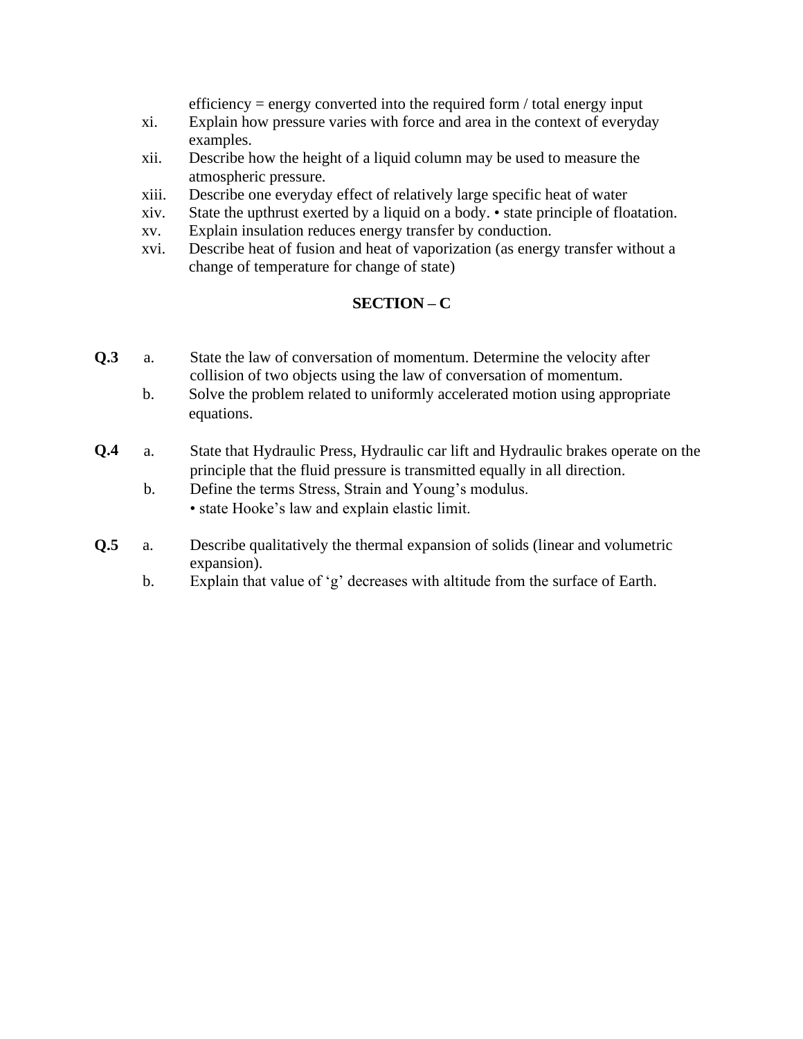efficiency = energy converted into the required form / total energy input

xi. Explain how pressure varies with force and area in the context of everyday examples.

xii. Describe how the height of a liquid column may be used to measure the atmospheric pressure.

xiii. Describe one everyday effect of relatively large specific heat of water

xiv. State the upthrust exerted by a liquid on a body. • state principle of floatation.

xv. Explain insulation reduces energy transfer by conduction.

xvi. Describe heat of fusion and heat of vaporization (as energy transfer without a change of temperature for change of state)

## SECTION – C

**Q.3**

a. State the law of conversation of momentum. Determine the velocity after collision of two objects using the law of conversation of momentum.

b. Solve the problem related to uniformly accelerated motion using appropriate equations.

**Q.4**

a. State that Hydraulic Press, Hydraulic car lift and Hydraulic brakes operate on the principle that the fluid pressure is transmitted equally in all direction.

b. Define the terms Stress, Strain and Young's modulus.
   • state Hooke's law and explain elastic limit.

**Q.5**

a. Describe qualitatively the thermal expansion of solids (linear and volumetric expansion).

b. Explain that value of 'g' decreases with altitude from the surface of Earth.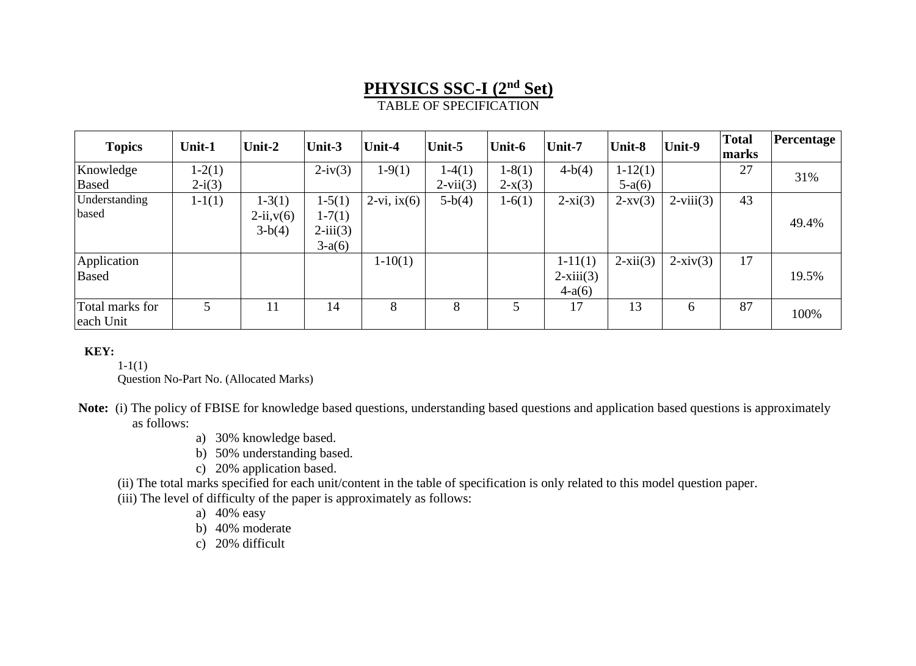## PHYSICS SSC-I (2nd Set)

TABLE OF SPECIFICATION

| Topics | Unit-1 | Unit-2 | Unit-3 | Unit-4 | Unit-5 | Unit-6 | Unit-7 | Unit-8 | Unit-9 | Total marks | Percentage |
|---|---|---|---|---|---|---|---|---|---|---|---|
| Knowledge Based | 1-2(1) 2-i(3) | | 2-iv(3) | 1-9(1) | 1-4(1) 2-vii(3) | 1-8(1) 2-x(3) | 4-b(4) | 1-12(1) 5-a(6) | | 27 | 31% |
| Understanding based | 1-1(1) | 1-3(1) 2-ii,v(6) 3-b(4) | 1-5(1) 1-7(1) 2-iii(3) 3-a(6) | 2-vi, ix(6) | 5-b(4) | 1-6(1) | 2-xi(3) | 2-xv(3) | 2-viii(3) | 43 | 49.4% |
| Application Based | | | | 1-10(1) | | | 1-11(1) 2-xiii(3) 4-a(6) | 2-xii(3) | 2-xiv(3) | 17 | 19.5% |
| Total marks for each Unit | 5 | 11 | 14 | 8 | 8 | 5 | 17 | 13 | 6 | 87 | 100% |

**KEY:**

1-1(1)
Question No-Part No. (Allocated Marks)

**Note:** (i) The policy of FBISE for knowledge based questions, understanding based questions and application based questions is approximately as follows:

a) 30% knowledge based.
b) 50% understanding based.
c) 20% application based.

(ii) The total marks specified for each unit/content in the table of specification is only related to this model question paper.

(iii) The level of difficulty of the paper is approximately as follows:

a) 40% easy
b) 40% moderate
c) 20% difficult